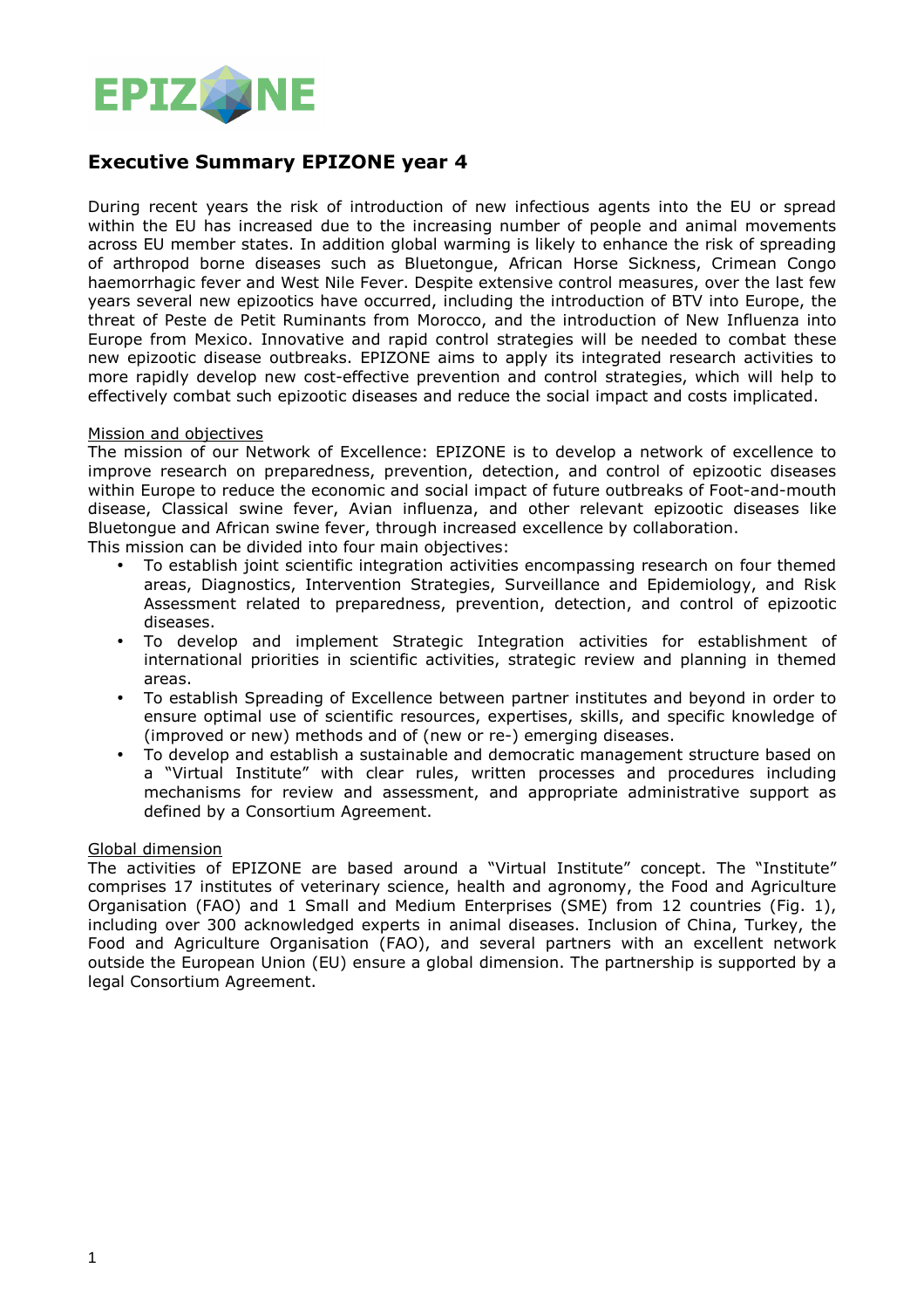EPIZONE

# Executive Summary EPIZONE year 4

During recent years the risk of introduction of new infectious agents into the EU or spread within the EU has increased due to the increasing number of people and animal movements across EU member states. In addition global warming is likely to enhance the risk of spreading of arthropod borne diseases such as Bluetongue, African Horse Sickness, Crimean Congo haemorrhagic fever and West Nile Fever. Despite extensive control measures, over the last few years several new epizootics have occurred, including the introduction of BTV into Europe, the threat of Peste de Petit Ruminants from Morocco, and the introduction of New Influenza into Europe from Mexico. Innovative and rapid control strategies will be needed to combat these new epizootic disease outbreaks. EPIZONE aims to apply its integrated research activities to more rapidly develop new cost-effective prevention and control strategies, which will help to effectively combat such epizootic diseases and reduce the social impact and costs implicated.

## Mission and objectives

The mission of our Network of Excellence: EPIZONE is to develop a network of excellence to improve research on preparedness, prevention, detection, and control of epizootic diseases within Europe to reduce the economic and social impact of future outbreaks of Foot-and-mouth disease, Classical swine fever, Avian influenza, and other relevant epizootic diseases like Bluetongue and African swine fever, through increased excellence by collaboration.

This mission can be divided into four main objectives:

- To establish joint scientific integration activities encompassing research on four themed areas, Diagnostics, Intervention Strategies, Surveillance and Epidemiology, and Risk Assessment related to preparedness, prevention, detection, and control of epizootic diseases.
- To develop and implement Strategic Integration activities for establishment of international priorities in scientific activities, strategic review and planning in themed areas.
- To establish Spreading of Excellence between partner institutes and beyond in order to ensure optimal use of scientific resources, expertises, skills, and specific knowledge of (improved or new) methods and of (new or re-) emerging diseases.
- To develop and establish a sustainable and democratic management structure based on a "Virtual Institute" with clear rules, written processes and procedures including mechanisms for review and assessment, and appropriate administrative support as defined by a Consortium Agreement.

## Global dimension

The activities of EPIZONE are based around a "Virtual Institute" concept. The "Institute" comprises 17 institutes of veterinary science, health and agronomy, the Food and Agriculture Organisation (FAO) and 1 Small and Medium Enterprises (SME) from 12 countries (Fig. 1), including over 300 acknowledged experts in animal diseases. Inclusion of China, Turkey, the Food and Agriculture Organisation (FAO), and several partners with an excellent network outside the European Union (EU) ensure a global dimension. The partnership is supported by a legal Consortium Agreement.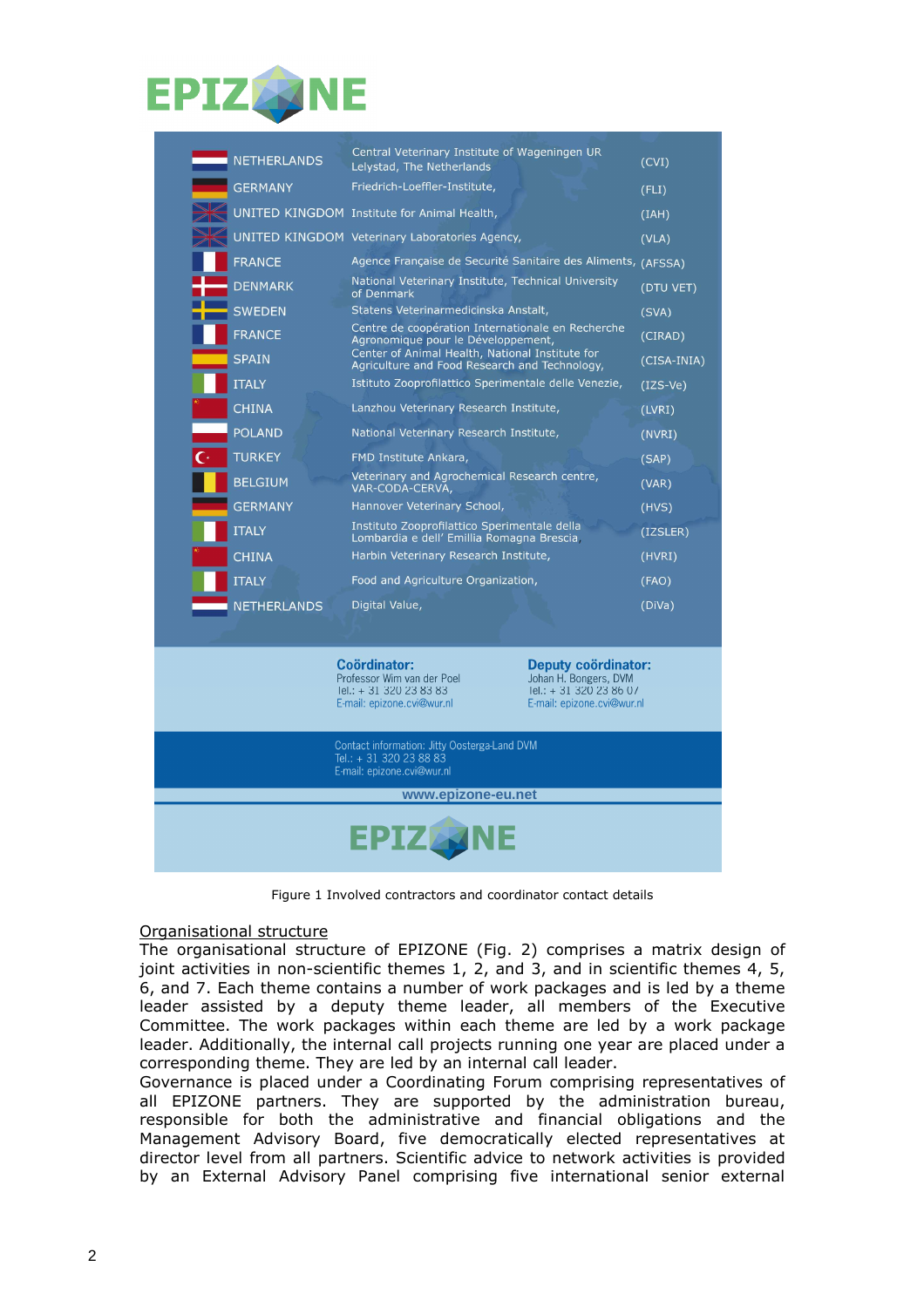EPIZONE

| | | |
|---|---|---|
| NETHERLANDS | Central Veterinary Institute of Wageningen UR Lelystad, The Netherlands | (CVI) |
| GERMANY | Friedrich-Loeffler-Institute, | (FLI) |
| UNITED KINGDOM | Institute for Animal Health, | (IAH) |
| UNITED KINGDOM | Veterinary Laboratories Agency, | (VLA) |
| FRANCE | Agence Française de Securité Sanitaire des Aliments, | (AFSSA) |
| DENMARK | National Veterinary Institute, Technical University of Denmark | (DTU VET) |
| SWEDEN | Statens Veterinarmedicinska Anstalt, | (SVA) |
| FRANCE | Centre de coopération Internationale en Recherche Agronomique pour le Développement, | (CIRAD) |
| SPAIN | Center of Animal Health, National Institute for Agriculture and Food Research and Technology, | (CISA-INIA) |
| ITALY | Istituto Zooprofilattico Sperimentale delle Venezie, | (IZS-Ve) |
| CHINA | Lanzhou Veterinary Research Institute, | (LVRI) |
| POLAND | National Veterinary Research Institute, | (NVRI) |
| TURKEY | FMD Institute Ankara, | (SAP) |
| BELGIUM | Veterinary and Agrochemical Research centre, VAR-CODA-CERVA, | (VAR) |
| GERMANY | Hannover Veterinary School, | (HVS) |
| ITALY | Instituto Zooprofilattico Sperimentale della Lombardia e dell' Emillia Romagna Brescia | (IZSLER) |
| CHINA | Harbin Veterinary Research Institute, | (HVRI) |
| ITALY | Food and Agriculture Organization, | (FAO) |
| NETHERLANDS | Digital Value, | (DiVa) |

**Coördinator:**
Professor Wim van der Poel
Tel.: + 31 320 23 83 83
E-mail: epizone.cvi@wur.nl

**Deputy coördinator:**
Johan H. Bongers, DVM
Tel.: + 31 320 23 86 07
E-mail: epizone.cvi@wur.nl

Contact information: Jitty Oosterga-Land DVM
Tel.: + 31 320 23 88 83
E-mail: epizone.cvi@wur.nl

www.epizone-eu.net

EPIZONE

Figure 1 Involved contractors and coordinator contact details

## Organisational structure

The organisational structure of EPIZONE (Fig. 2) comprises a matrix design of joint activities in non-scientific themes 1, 2, and 3, and in scientific themes 4, 5, 6, and 7. Each theme contains a number of work packages and is led by a theme leader assisted by a deputy theme leader, all members of the Executive Committee. The work packages within each theme are led by a work package leader. Additionally, the internal call projects running one year are placed under a corresponding theme. They are led by an internal call leader.

Governance is placed under a Coordinating Forum comprising representatives of all EPIZONE partners. They are supported by the administration bureau, responsible for both the administrative and financial obligations and the Management Advisory Board, five democratically elected representatives at director level from all partners. Scientific advice to network activities is provided by an External Advisory Panel comprising five international senior external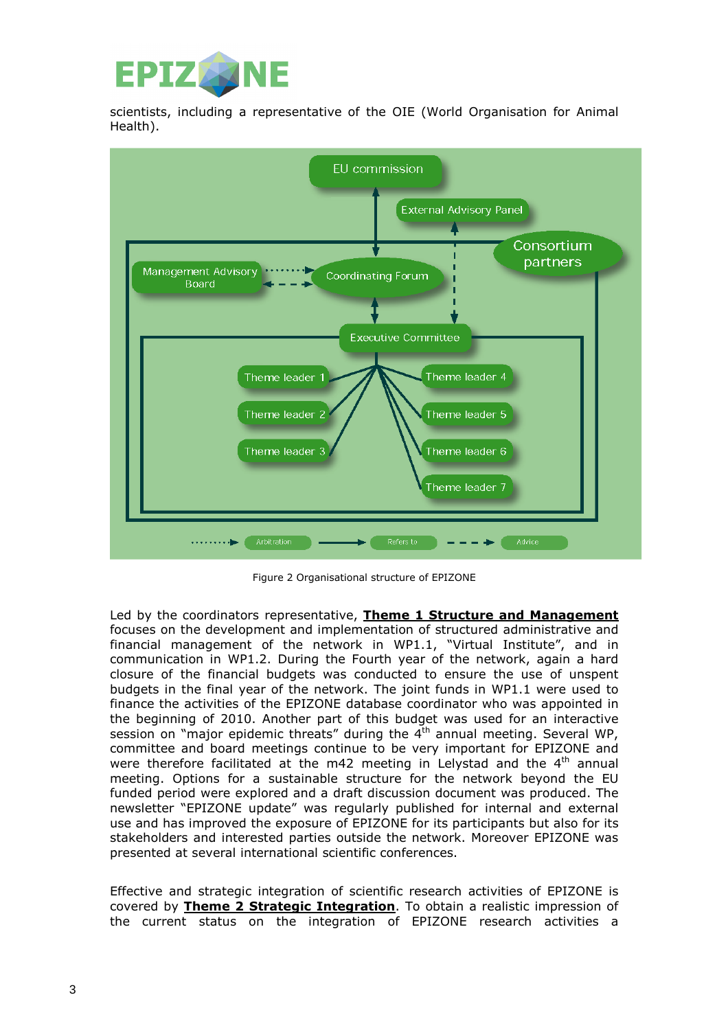scientists, including a representative of the OIE (World Organisation for Animal Health).

EU commission

External Advisory Panel

Consortium partners

Management Advisory Board

Coordinating Forum

Executive Committee

Theme leader 1

Theme leader 2

Theme leader 3

Theme leader 4

Theme leader 5

Theme leader 6

Theme leader 7

Arbitration

Refers to

Advice

Figure 2 Organisational structure of EPIZONE

Led by the coordinators representative, **Theme 1 Structure and Management** focuses on the development and implementation of structured administrative and financial management of the network in WP1.1, "Virtual Institute", and in communication in WP1.2. During the Fourth year of the network, again a hard closure of the financial budgets was conducted to ensure the use of unspent budgets in the final year of the network. The joint funds in WP1.1 were used to finance the activities of the EPIZONE database coordinator who was appointed in the beginning of 2010. Another part of this budget was used for an interactive session on "major epidemic threats" during the 4th annual meeting. Several WP, committee and board meetings continue to be very important for EPIZONE and were therefore facilitated at the m42 meeting in Lelystad and the 4th annual meeting. Options for a sustainable structure for the network beyond the EU funded period were explored and a draft discussion document was produced. The newsletter "EPIZONE update" was regularly published for internal and external use and has improved the exposure of EPIZONE for its participants but also for its stakeholders and interested parties outside the network. Moreover EPIZONE was presented at several international scientific conferences.

Effective and strategic integration of scientific research activities of EPIZONE is covered by **Theme 2 Strategic Integration**. To obtain a realistic impression of the current status on the integration of EPIZONE research activities a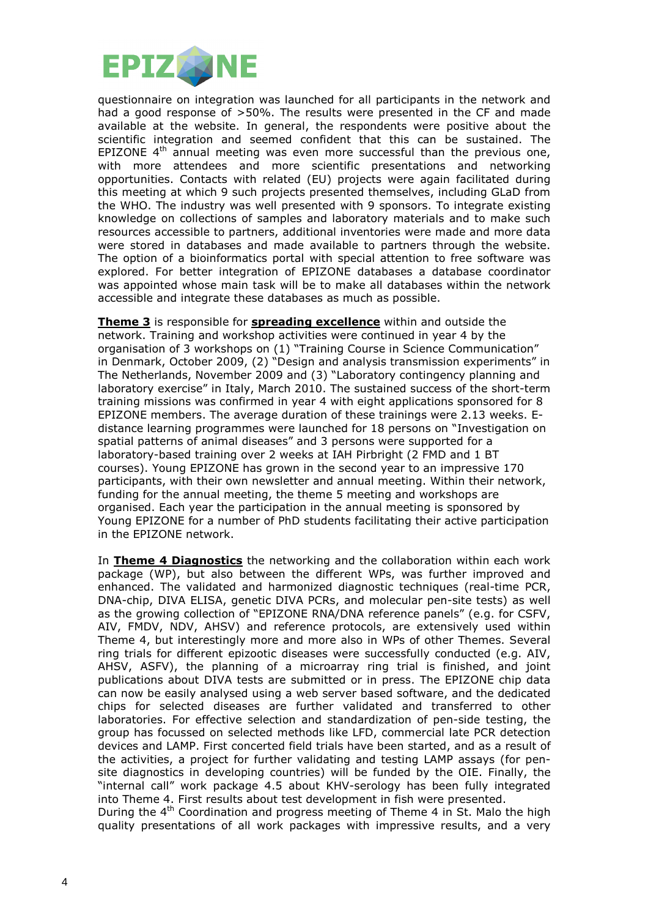questionnaire on integration was launched for all participants in the network and had a good response of >50%. The results were presented in the CF and made available at the website. In general, the respondents were positive about the scientific integration and seemed confident that this can be sustained. The EPIZONE 4[th] annual meeting was even more successful than the previous one, with more attendees and more scientific presentations and networking opportunities. Contacts with related (EU) projects were again facilitated during this meeting at which 9 such projects presented themselves, including GLaD from the WHO. The industry was well presented with 9 sponsors. To integrate existing knowledge on collections of samples and laboratory materials and to make such resources accessible to partners, additional inventories were made and more data were stored in databases and made available to partners through the website. The option of a bioinformatics portal with special attention to free software was explored. For better integration of EPIZONE databases a database coordinator was appointed whose main task will be to make all databases within the network accessible and integrate these databases as much as possible.

**Theme 3** is responsible for **spreading excellence** within and outside the network. Training and workshop activities were continued in year 4 by the organisation of 3 workshops on (1) "Training Course in Science Communication" in Denmark, October 2009, (2) "Design and analysis transmission experiments" in The Netherlands, November 2009 and (3) "Laboratory contingency planning and laboratory exercise" in Italy, March 2010. The sustained success of the short-term training missions was confirmed in year 4 with eight applications sponsored for 8 EPIZONE members. The average duration of these trainings were 2.13 weeks. E-distance learning programmes were launched for 18 persons on "Investigation on spatial patterns of animal diseases" and 3 persons were supported for a laboratory-based training over 2 weeks at IAH Pirbright (2 FMD and 1 BT courses). Young EPIZONE has grown in the second year to an impressive 170 participants, with their own newsletter and annual meeting. Within their network, funding for the annual meeting, the theme 5 meeting and workshops are organised. Each year the participation in the annual meeting is sponsored by Young EPIZONE for a number of PhD students facilitating their active participation in the EPIZONE network.

In **Theme 4 Diagnostics** the networking and the collaboration within each work package (WP), but also between the different WPs, was further improved and enhanced. The validated and harmonized diagnostic techniques (real-time PCR, DNA-chip, DIVA ELISA, genetic DIVA PCRs, and molecular pen-site tests) as well as the growing collection of "EPIZONE RNA/DNA reference panels" (e.g. for CSFV, AIV, FMDV, NDV, AHSV) and reference protocols, are extensively used within Theme 4, but interestingly more and more also in WPs of other Themes. Several ring trials for different epizootic diseases were successfully conducted (e.g. AIV, AHSV, ASFV), the planning of a microarray ring trial is finished, and joint publications about DIVA tests are submitted or in press. The EPIZONE chip data can now be easily analysed using a web server based software, and the dedicated chips for selected diseases are further validated and transferred to other laboratories. For effective selection and standardization of pen-side testing, the group has focussed on selected methods like LFD, commercial late PCR detection devices and LAMP. First concerted field trials have been started, and as a result of the activities, a project for further validating and testing LAMP assays (for pen-site diagnostics in developing countries) will be funded by the OIE. Finally, the "internal call" work package 4.5 about KHV-serology has been fully integrated into Theme 4. First results about test development in fish were presented.
During the 4[th] Coordination and progress meeting of Theme 4 in St. Malo the high quality presentations of all work packages with impressive results, and a very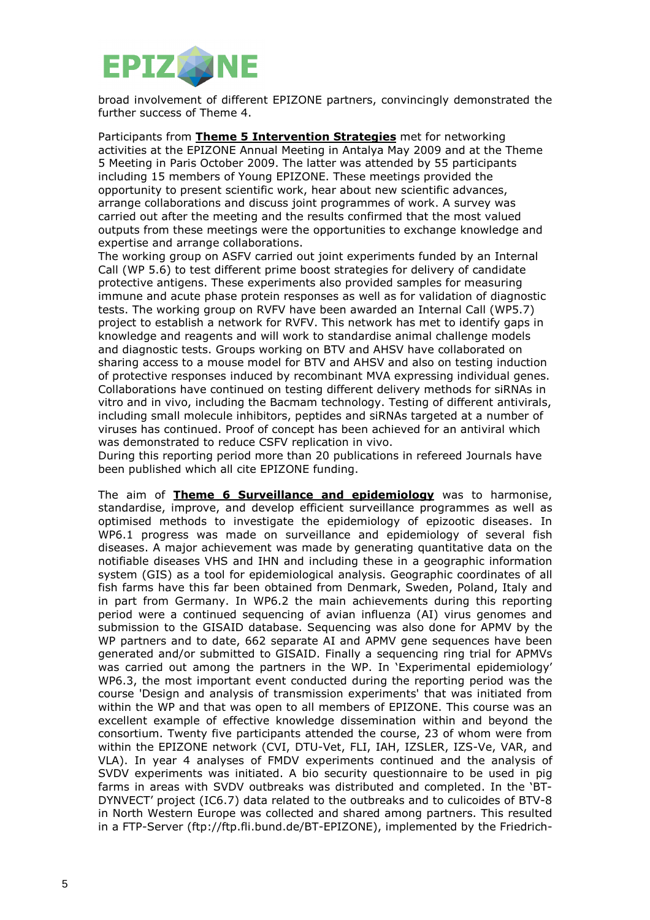broad involvement of different EPIZONE partners, convincingly demonstrated the further success of Theme 4.

Participants from **Theme 5 Intervention Strategies** met for networking activities at the EPIZONE Annual Meeting in Antalya May 2009 and at the Theme 5 Meeting in Paris October 2009. The latter was attended by 55 participants including 15 members of Young EPIZONE. These meetings provided the opportunity to present scientific work, hear about new scientific advances, arrange collaborations and discuss joint programmes of work. A survey was carried out after the meeting and the results confirmed that the most valued outputs from these meetings were the opportunities to exchange knowledge and expertise and arrange collaborations.
The working group on ASFV carried out joint experiments funded by an Internal Call (WP 5.6) to test different prime boost strategies for delivery of candidate protective antigens. These experiments also provided samples for measuring immune and acute phase protein responses as well as for validation of diagnostic tests. The working group on RVFV have been awarded an Internal Call (WP5.7) project to establish a network for RVFV. This network has met to identify gaps in knowledge and reagents and will work to standardise animal challenge models and diagnostic tests. Groups working on BTV and AHSV have collaborated on sharing access to a mouse model for BTV and AHSV and also on testing induction of protective responses induced by recombinant MVA expressing individual genes. Collaborations have continued on testing different delivery methods for siRNAs in vitro and in vivo, including the Bacmam technology. Testing of different antivirals, including small molecule inhibitors, peptides and siRNAs targeted at a number of viruses has continued. Proof of concept has been achieved for an antiviral which was demonstrated to reduce CSFV replication in vivo.
During this reporting period more than 20 publications in refereed Journals have been published which all cite EPIZONE funding.

The aim of **Theme 6 Surveillance and epidemiology** was to harmonise, standardise, improve, and develop efficient surveillance programmes as well as optimised methods to investigate the epidemiology of epizootic diseases. In WP6.1 progress was made on surveillance and epidemiology of several fish diseases. A major achievement was made by generating quantitative data on the notifiable diseases VHS and IHN and including these in a geographic information system (GIS) as a tool for epidemiological analysis. Geographic coordinates of all fish farms have this far been obtained from Denmark, Sweden, Poland, Italy and in part from Germany. In WP6.2 the main achievements during this reporting period were a continued sequencing of avian influenza (AI) virus genomes and submission to the GISAID database. Sequencing was also done for APMV by the WP partners and to date, 662 separate AI and APMV gene sequences have been generated and/or submitted to GISAID. Finally a sequencing ring trial for APMVs was carried out among the partners in the WP. In 'Experimental epidemiology' WP6.3, the most important event conducted during the reporting period was the course 'Design and analysis of transmission experiments' that was initiated from within the WP and that was open to all members of EPIZONE. This course was an excellent example of effective knowledge dissemination within and beyond the consortium. Twenty five participants attended the course, 23 of whom were from within the EPIZONE network (CVI, DTU-Vet, FLI, IAH, IZSLER, IZS-Ve, VAR, and VLA). In year 4 analyses of FMDV experiments continued and the analysis of SVDV experiments was initiated. A bio security questionnaire to be used in pig farms in areas with SVDV outbreaks was distributed and completed. In the 'BT-DYNVECT' project (IC6.7) data related to the outbreaks and to culicoides of BTV-8 in North Western Europe was collected and shared among partners. This resulted in a FTP-Server (ftp://ftp.fli.bund.de/BT-EPIZONE), implemented by the Friedrich-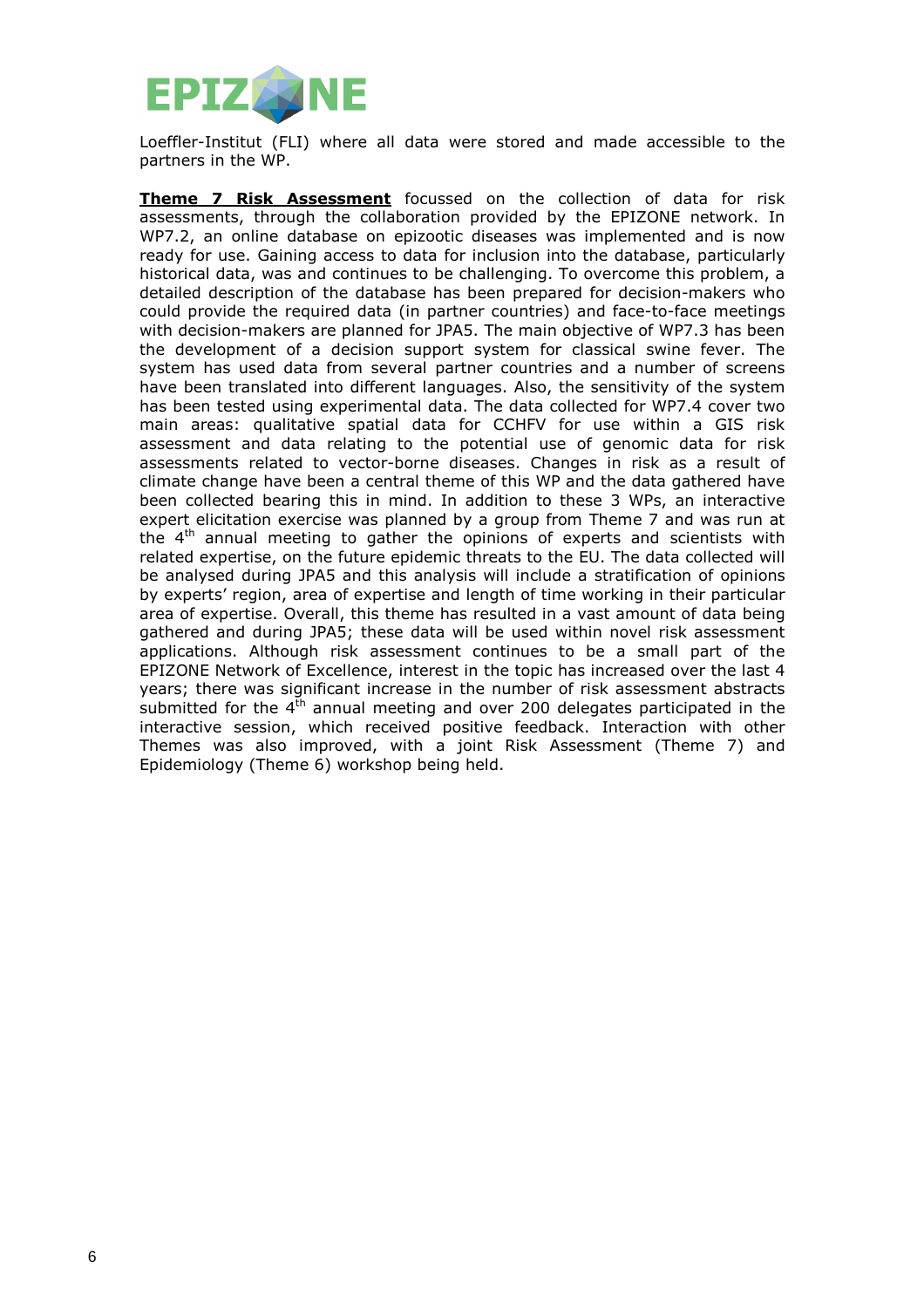Loeffler-Institut (FLI) where all data were stored and made accessible to the partners in the WP.

**Theme 7 Risk Assessment** focussed on the collection of data for risk assessments, through the collaboration provided by the EPIZONE network. In WP7.2, an online database on epizootic diseases was implemented and is now ready for use. Gaining access to data for inclusion into the database, particularly historical data, was and continues to be challenging. To overcome this problem, a detailed description of the database has been prepared for decision-makers who could provide the required data (in partner countries) and face-to-face meetings with decision-makers are planned for JPA5. The main objective of WP7.3 has been the development of a decision support system for classical swine fever. The system has used data from several partner countries and a number of screens have been translated into different languages. Also, the sensitivity of the system has been tested using experimental data. The data collected for WP7.4 cover two main areas: qualitative spatial data for CCHFV for use within a GIS risk assessment and data relating to the potential use of genomic data for risk assessments related to vector-borne diseases. Changes in risk as a result of climate change have been a central theme of this WP and the data gathered have been collected bearing this in mind. In addition to these 3 WPs, an interactive expert elicitation exercise was planned by a group from Theme 7 and was run at the 4th annual meeting to gather the opinions of experts and scientists with related expertise, on the future epidemic threats to the EU. The data collected will be analysed during JPA5 and this analysis will include a stratification of opinions by experts' region, area of expertise and length of time working in their particular area of expertise. Overall, this theme has resulted in a vast amount of data being gathered and during JPA5; these data will be used within novel risk assessment applications. Although risk assessment continues to be a small part of the EPIZONE Network of Excellence, interest in the topic has increased over the last 4 years; there was significant increase in the number of risk assessment abstracts submitted for the 4th annual meeting and over 200 delegates participated in the interactive session, which received positive feedback. Interaction with other Themes was also improved, with a joint Risk Assessment (Theme 7) and Epidemiology (Theme 6) workshop being held.